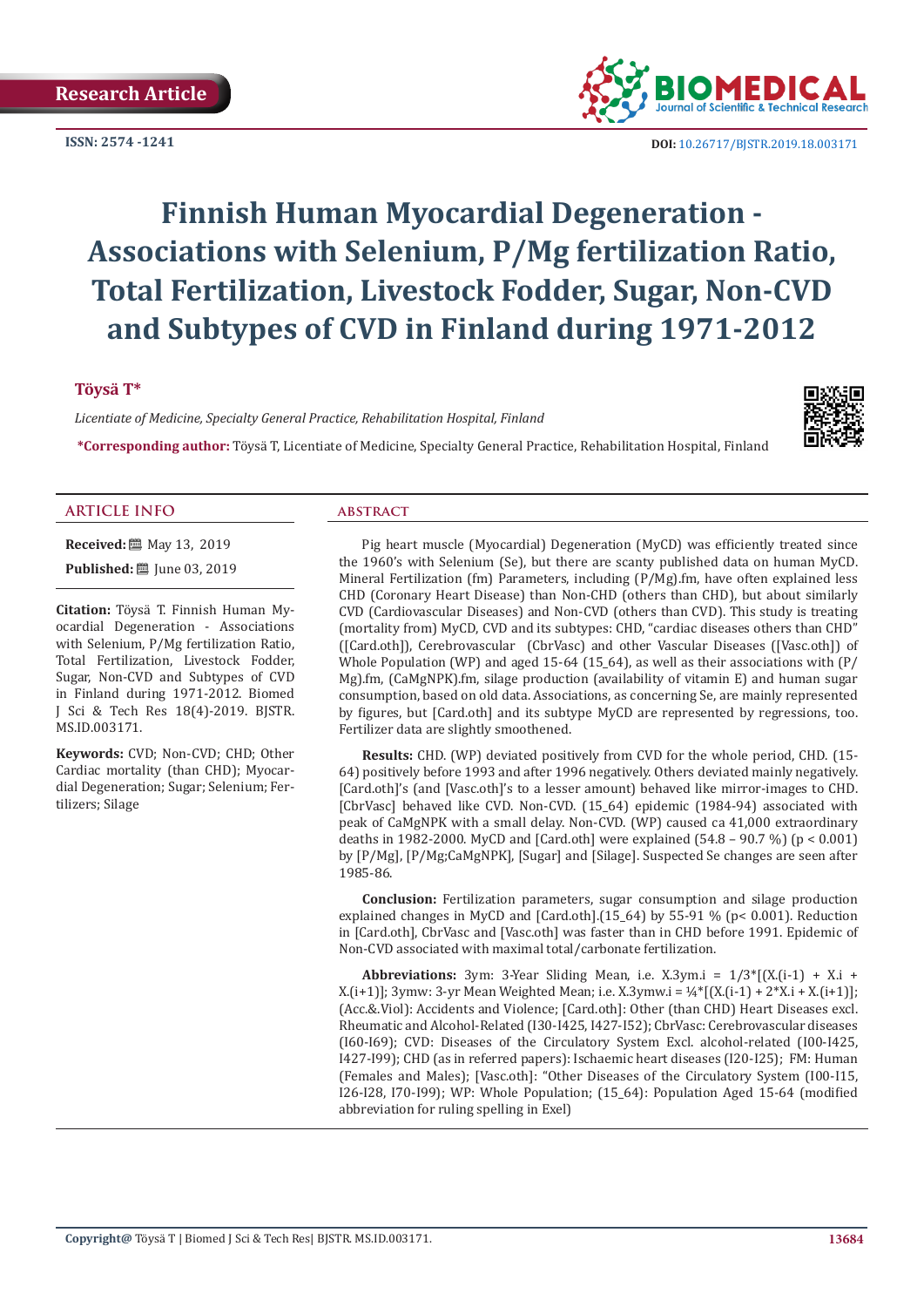Research Article

ISSN: 2574 -1241

DOI: 10.26717/BJSTR.2019.18.003171

# Finnish Human Myocardial Degeneration - Associations with Selenium, P/Mg fertilization Ratio, Total Fertilization, Livestock Fodder, Sugar, Non-CVD and Subtypes of CVD in Finland during 1971-2012

**Töysä T***

*Licentiate of Medicine, Specialty General Practice, Rehabilitation Hospital, Finland*

**\*Corresponding author:** Töysä T, Licentiate of Medicine, Specialty General Practice, Rehabilitation Hospital, Finland

## ARTICLE INFO

**Received:** May 13, 2019

**Published:** June 03, 2019

**Citation:** Töysä T. Finnish Human Myocardial Degeneration - Associations with Selenium, P/Mg fertilization Ratio, Total Fertilization, Livestock Fodder, Sugar, Non-CVD and Subtypes of CVD in Finland during 1971-2012. Biomed J Sci & Tech Res 18(4)-2019. BJSTR. MS.ID.003171.

**Keywords:** CVD; Non-CVD; CHD; Other Cardiac mortality (than CHD); Myocardial Degeneration; Sugar; Selenium; Fertilizers; Silage

## ABSTRACT

Pig heart muscle (Myocardial) Degeneration (MyCD) was efficiently treated since the 1960's with Selenium (Se), but there are scanty published data on human MyCD. Mineral Fertilization (fm) Parameters, including (P/Mg).fm, have often explained less CHD (Coronary Heart Disease) than Non-CHD (others than CHD), but about similarly CVD (Cardiovascular Diseases) and Non-CVD (others than CVD). This study is treating (mortality from) MyCD, CVD and its subtypes: CHD, "cardiac diseases others than CHD" ([Card.oth]), Cerebrovascular (CbrVasc) and other Vascular Diseases ([Vasc.oth]) of Whole Population (WP) and aged 15-64 (15_64), as well as their associations with (P/Mg).fm, (CaMgNPK).fm, silage production (availability of vitamin E) and human sugar consumption, based on old data. Associations, as concerning Se, are mainly represented by figures, but [Card.oth] and its subtype MyCD are represented by regressions, too. Fertilizer data are slightly smoothened.

**Results:** CHD. (WP) deviated positively from CVD for the whole period, CHD. (15-64) positively before 1993 and after 1996 negatively. Others deviated mainly negatively. [Card.oth]'s (and [Vasc.oth]'s to a lesser amount) behaved like mirror-images to CHD. [CbrVasc] behaved like CVD. Non-CVD. (15_64) epidemic (1984-94) associated with peak of CaMgNPK with a small delay. Non-CVD. (WP) caused ca 41,000 extraordinary deaths in 1982-2000. MyCD and [Card.oth] were explained (54.8 – 90.7 %) ($p < 0.001$) by [P/Mg], [P/Mg;CaMgNPK], [Sugar] and [Silage]. Suspected Se changes are seen after 1985-86.

**Conclusion:** Fertilization parameters, sugar consumption and silage production explained changes in MyCD and [Card.oth].(15_64) by 55-91 % ($p < 0.001$). Reduction in [Card.oth], CbrVasc and [Vasc.oth] was faster than in CHD before 1991. Epidemic of Non-CVD associated with maximal total/carbonate fertilization.

**Abbreviations:** 3ym: 3-Year Sliding Mean, i.e. $X.3ym.i = 1/3*[(X.(i-1) + X.i + X.(i+1)]$; 3ymw: 3-yr Mean Weighted Mean; i.e. $X.3ymw.i = ¼*[(X.(i-1) + 2*X.i + X.(i+1)]$; (Acc.&.Viol): Accidents and Violence; [Card.oth]: Other (than CHD) Heart Diseases excl. Rheumatic and Alcohol-Related (I30-I425, I427-I52); CbrVasc: Cerebrovascular diseases (I60-I69); CVD: Diseases of the Circulatory System Excl. alcohol-related (I00-I425, I427-I99); CHD (as in referred papers): Ischaemic heart diseases (I20-I25); FM: Human (Females and Males); [Vasc.oth]: "Other Diseases of the Circulatory System (I00-I15, I26-I28, I70-I99); WP: Whole Population; (15_64): Population Aged 15-64 (modified abbreviation for ruling spelling in Exel)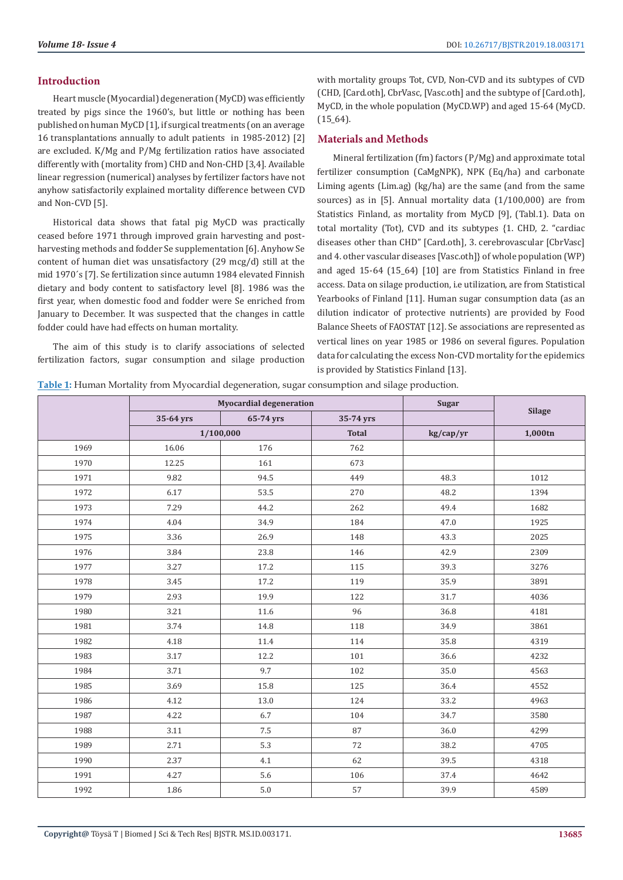## Introduction

Heart muscle (Myocardial) degeneration (MyCD) was efficiently treated by pigs since the 1960's, but little or nothing has been published on human MyCD [1], if surgical treatments (on an average 16 transplantations annually to adult patients in 1985-2012) [2] are excluded. K/Mg and P/Mg fertilization ratios have associated differently with (mortality from) CHD and Non-CHD [3,4]. Available linear regression (numerical) analyses by fertilizer factors have not anyhow satisfactorily explained mortality difference between CVD and Non-CVD [5].

Historical data shows that fatal pig MyCD was practically ceased before 1971 through improved grain harvesting and post-harvesting methods and fodder Se supplementation [6]. Anyhow Se content of human diet was unsatisfactory (29 mcg/d) still at the mid 1970´s [7]. Se fertilization since autumn 1984 elevated Finnish dietary and body content to satisfactory level [8]. 1986 was the first year, when domestic food and fodder were Se enriched from January to December. It was suspected that the changes in cattle fodder could have had effects on human mortality.

The aim of this study is to clarify associations of selected fertilization factors, sugar consumption and silage production with mortality groups Tot, CVD, Non-CVD and its subtypes of CVD (CHD, [Card.oth], CbrVasc, [Vasc.oth] and the subtype of [Card.oth], MyCD, in the whole population (MyCD.WP) and aged 15-64 (MyCD.(15_64).

## Materials and Methods

Mineral fertilization (fm) factors (P/Mg) and approximate total fertilizer consumption (CaMgNPK), NPK (Eq/ha) and carbonate Liming agents (Lim.ag) (kg/ha) are the same (and from the same sources) as in [5]. Annual mortality data (1/100,000) are from Statistics Finland, as mortality from MyCD [9], (Tabl.1). Data on total mortality (Tot), CVD and its subtypes {1. CHD, 2. "cardiac diseases other than CHD" [Card.oth], 3. cerebrovascular [CbrVasc] and 4. other vascular diseases [Vasc.oth]} of whole population (WP) and aged 15-64 (15_64) [10] are from Statistics Finland in free access. Data on silage production, i.e utilization, are from Statistical Yearbooks of Finland [11]. Human sugar consumption data (as an dilution indicator of protective nutrients) are provided by Food Balance Sheets of FAOSTAT [12]. Se associations are represented as vertical lines on year 1985 or 1986 on several figures. Population data for calculating the excess Non-CVD mortality for the epidemics is provided by Statistics Finland [13].

**Table 1:** Human Mortality from Myocardial degeneration, sugar consumption and silage production.

| | Myocardial degeneration | | | Sugar | Silage |
|---|---|---|---|---|---|
| | 35-64 yrs | 65-74 yrs | 35-74 yrs | | |
| | 1/100,000 | | Total | kg/cap/yr | 1,000tn |
| 1969 | 16.06 | 176 | 762 | | |
| 1970 | 12.25 | 161 | 673 | | |
| 1971 | 9.82 | 94.5 | 449 | 48.3 | 1012 |
| 1972 | 6.17 | 53.5 | 270 | 48.2 | 1394 |
| 1973 | 7.29 | 44.2 | 262 | 49.4 | 1682 |
| 1974 | 4.04 | 34.9 | 184 | 47.0 | 1925 |
| 1975 | 3.36 | 26.9 | 148 | 43.3 | 2025 |
| 1976 | 3.84 | 23.8 | 146 | 42.9 | 2309 |
| 1977 | 3.27 | 17.2 | 115 | 39.3 | 3276 |
| 1978 | 3.45 | 17.2 | 119 | 35.9 | 3891 |
| 1979 | 2.93 | 19.9 | 122 | 31.7 | 4036 |
| 1980 | 3.21 | 11.6 | 96 | 36.8 | 4181 |
| 1981 | 3.74 | 14.8 | 118 | 34.9 | 3861 |
| 1982 | 4.18 | 11.4 | 114 | 35.8 | 4319 |
| 1983 | 3.17 | 12.2 | 101 | 36.6 | 4232 |
| 1984 | 3.71 | 9.7 | 102 | 35.0 | 4563 |
| 1985 | 3.69 | 15.8 | 125 | 36.4 | 4552 |
| 1986 | 4.12 | 13.0 | 124 | 33.2 | 4963 |
| 1987 | 4.22 | 6.7 | 104 | 34.7 | 3580 |
| 1988 | 3.11 | 7.5 | 87 | 36.0 | 4299 |
| 1989 | 2.71 | 5.3 | 72 | 38.2 | 4705 |
| 1990 | 2.37 | 4.1 | 62 | 39.5 | 4318 |
| 1991 | 4.27 | 5.6 | 106 | 37.4 | 4642 |
| 1992 | 1.86 | 5.0 | 57 | 39.9 | 4589 |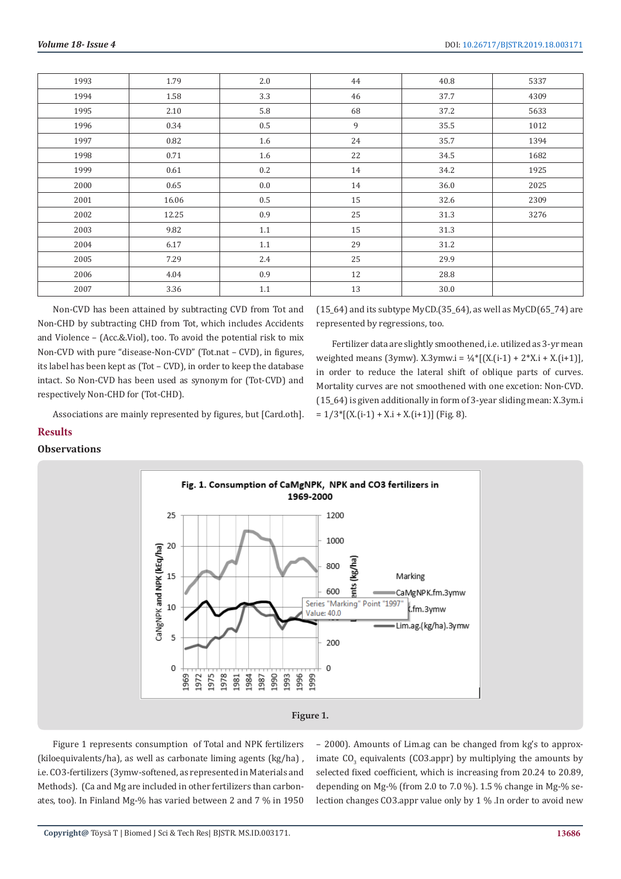| 1993 | 1.79 | 2.0 | 44 | 40.8 | 5337 |
|---|---|---|---|---|---|
| 1994 | 1.58 | 3.3 | 46 | 37.7 | 4309 |
| 1995 | 2.10 | 5.8 | 68 | 37.2 | 5633 |
| 1996 | 0.34 | 0.5 | 9 | 35.5 | 1012 |
| 1997 | 0.82 | 1.6 | 24 | 35.7 | 1394 |
| 1998 | 0.71 | 1.6 | 22 | 34.5 | 1682 |
| 1999 | 0.61 | 0.2 | 14 | 34.2 | 1925 |
| 2000 | 0.65 | 0.0 | 14 | 36.0 | 2025 |
| 2001 | 16.06 | 0.5 | 15 | 32.6 | 2309 |
| 2002 | 12.25 | 0.9 | 25 | 31.3 | 3276 |
| 2003 | 9.82 | 1.1 | 15 | 31.3 | |
| 2004 | 6.17 | 1.1 | 29 | 31.2 | |
| 2005 | 7.29 | 2.4 | 25 | 29.9 | |
| 2006 | 4.04 | 0.9 | 12 | 28.8 | |
| 2007 | 3.36 | 1.1 | 13 | 30.0 | |

Non-CVD has been attained by subtracting CVD from Tot and Non-CHD by subtracting CHD from Tot, which includes Accidents and Violence – (Acc.&.Viol), too. To avoid the potential risk to mix Non-CVD with pure "disease-Non-CVD" (Tot.nat – CVD), in figures, its label has been kept as (Tot – CVD), in order to keep the database intact. So Non-CVD has been used as synonym for (Tot-CVD) and respectively Non-CHD for (Tot-CHD).

Associations are mainly represented by figures, but [Card.oth]. (15_64) and its subtype MyCD.(35_64), as well as MyCD(65_74) are represented by regressions, too.

Fertilizer data are slightly smoothened, i.e. utilized as 3-yr mean weighted means (3ymw). X.3ymw.i = ¼*[(X.(i-1) + 2*X.i + X.(i+1)], in order to reduce the lateral shift of oblique parts of curves. Mortality curves are not smoothened with one excetion: Non-CVD.(15_64) is given additionally in form of 3-year sliding mean: X.3ym.i = 1/3*[(X.(i-1) + X.i + X.(i+1)] (Fig. 8).

## Results

### Observations

Figure 1.

Figure 1 represents consumption of Total and NPK fertilizers (kiloequivalents/ha), as well as carbonate liming agents (kg/ha), i.e. CO3-fertilizers (3ymw-softened, as represented in Materials and Methods). (Ca and Mg are included in other fertilizers than carbonates, too). In Finland Mg-% has varied between 2 and 7 % in 1950 – 2000). Amounts of Lim.ag can be changed from kg's to approximate $CO_3$ equivalents (CO3.appr) by multiplying the amounts by selected fixed coefficient, which is increasing from 20.24 to 20.89, depending on Mg-% (from 2.0 to 7.0 %). 1.5 % change in Mg-% selection changes CO3.appr value only by 1 % .In order to avoid new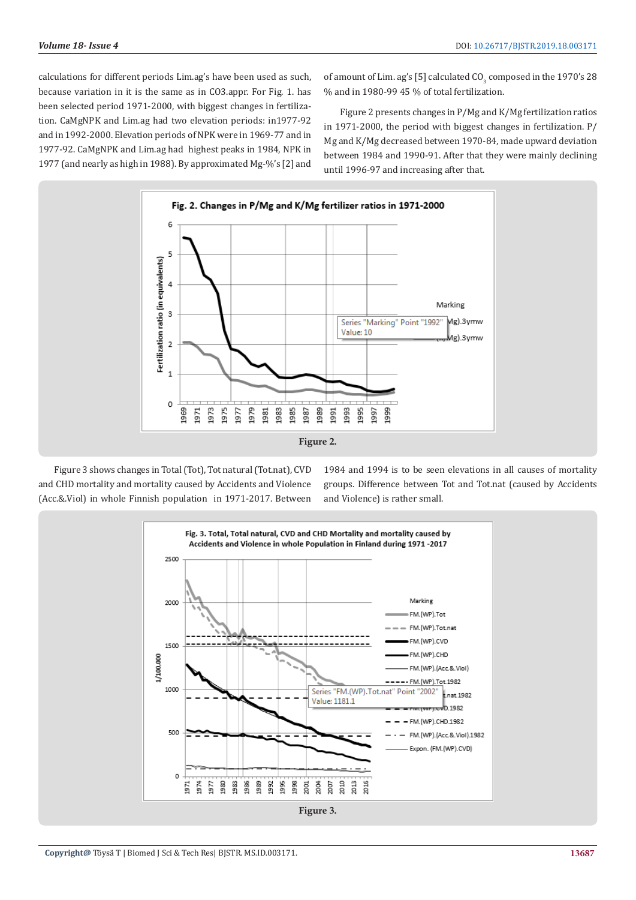calculations for different periods Lim.ag's have been used as such, because variation in it is the same as in CO3.appr. For Fig. 1. has been selected period 1971-2000, with biggest changes in fertilization. CaMgNPK and Lim.ag had two elevation periods: in1977-92 and in 1992-2000. Elevation periods of NPK were in 1969-77 and in 1977-92. CaMgNPK and Lim.ag had highest peaks in 1984, NPK in 1977 (and nearly as high in 1988). By approximated Mg-%'s [2] and of amount of Lim. ag's [5] calculated $CO_3$ composed in the 1970's 28 % and in 1980-99 45 % of total fertilization.

Figure 2 presents changes in P/Mg and K/Mg fertilization ratios in 1971-2000, the period with biggest changes in fertilization. P/Mg and K/Mg decreased between 1970-84, made upward deviation between 1984 and 1990-91. After that they were mainly declining until 1996-97 and increasing after that.

Figure 2.

Figure 3 shows changes in Total (Tot), Tot natural (Tot.nat), CVD and CHD mortality and mortality caused by Accidents and Violence (Acc.&.Viol) in whole Finnish population in 1971-2017. Between 1984 and 1994 is to be seen elevations in all causes of mortality groups. Difference between Tot and Tot.nat (caused by Accidents and Violence) is rather small.

Figure 3.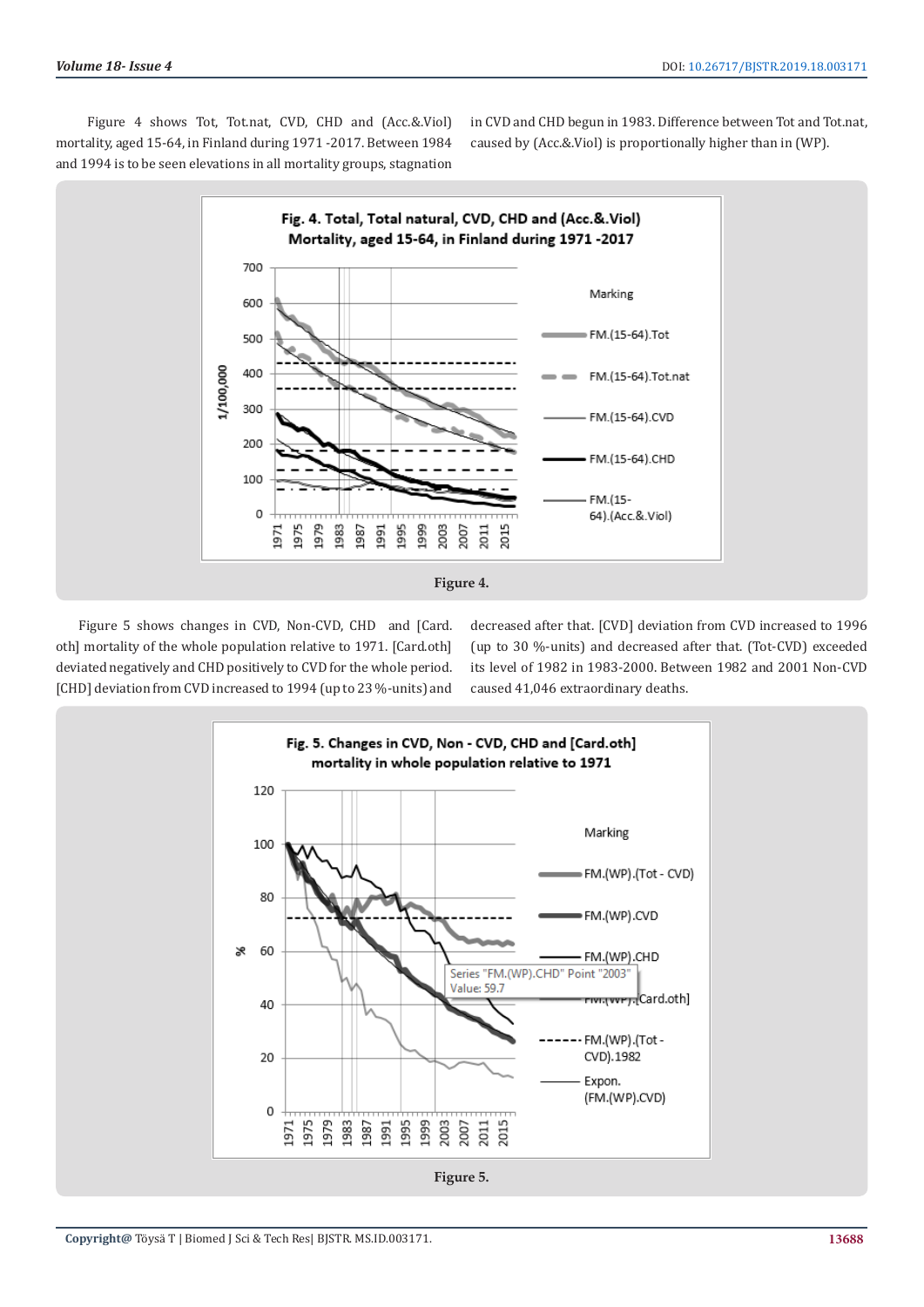Figure 4 shows Tot, Tot.nat, CVD, CHD and (Acc.&.Viol) mortality, aged 15-64, in Finland during 1971 -2017. Between 1984 and 1994 is to be seen elevations in all mortality groups, stagnation in CVD and CHD begun in 1983. Difference between Tot and Tot.nat, caused by (Acc.&.Viol) is proportionally higher than in (WP).

Figure 4.

Figure 5 shows changes in CVD, Non-CVD, CHD and [Card.oth] mortality of the whole population relative to 1971. [Card.oth] deviated negatively and CHD positively to CVD for the whole period. [CHD] deviation from CVD increased to 1994 (up to 23 %-units) and decreased after that. [CVD] deviation from CVD increased to 1996 (up to 30 %-units) and decreased after that. (Tot-CVD) exceeded its level of 1982 in 1983-2000. Between 1982 and 2001 Non-CVD caused 41,046 extraordinary deaths.

Figure 5.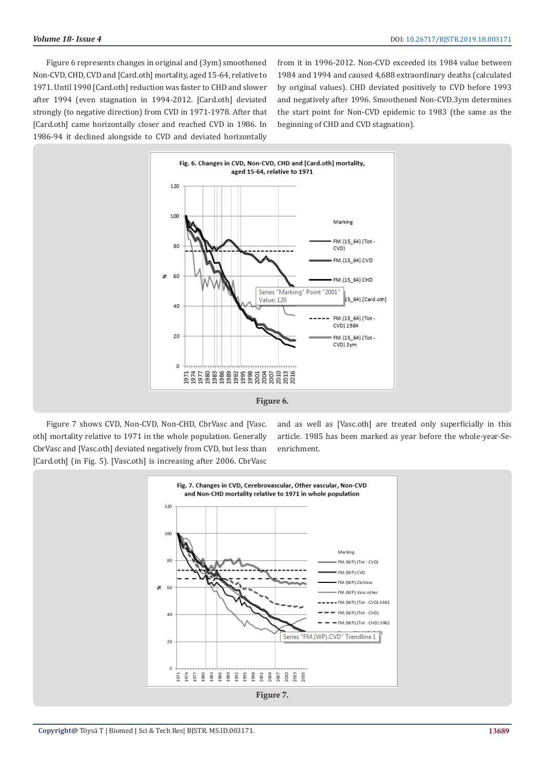Figure 6 represents changes in original and (3ym) smoothened Non-CVD, CHD, CVD and [Card.oth] mortality, aged 15-64, relative to 1971. Until 1990 [Card.oth] reduction was faster to CHD and slower after 1994 (even stagnation in 1994-2012. [Card.oth] deviated strongly (to negative direction) from CVD in 1971-1978. After that [Card.oth] came horizontally closer and reached CVD in 1986. In 1986-94 it declined alongside to CVD and deviated horizontally from it in 1996-2012. Non-CVD exceeded its 1984 value between 1984 and 1994 and caused 4,688 extraordinary deaths (calculated by original values). CHD deviated positively to CVD before 1993 and negatively after 1996. Smoothened Non-CVD.3ym determines the start point for Non-CVD epidemic to 1983 (the same as the beginning of CHD and CVD stagnation).

Figure 6.

Figure 7 shows CVD, Non-CVD, Non-CHD, CbrVasc and [Vasc.oth] mortality relative to 1971 in the whole population. Generally CbrVasc and [Vasc.oth] deviated negatively from CVD, but less than [Card.oth] (in Fig. 5). [Vasc.oth] is increasing after 2006. CbrVasc and as well as [Vasc.oth] are treated only superficially in this article. 1985 has been marked as year before the whole-year-Se-enrichment.

Figure 7.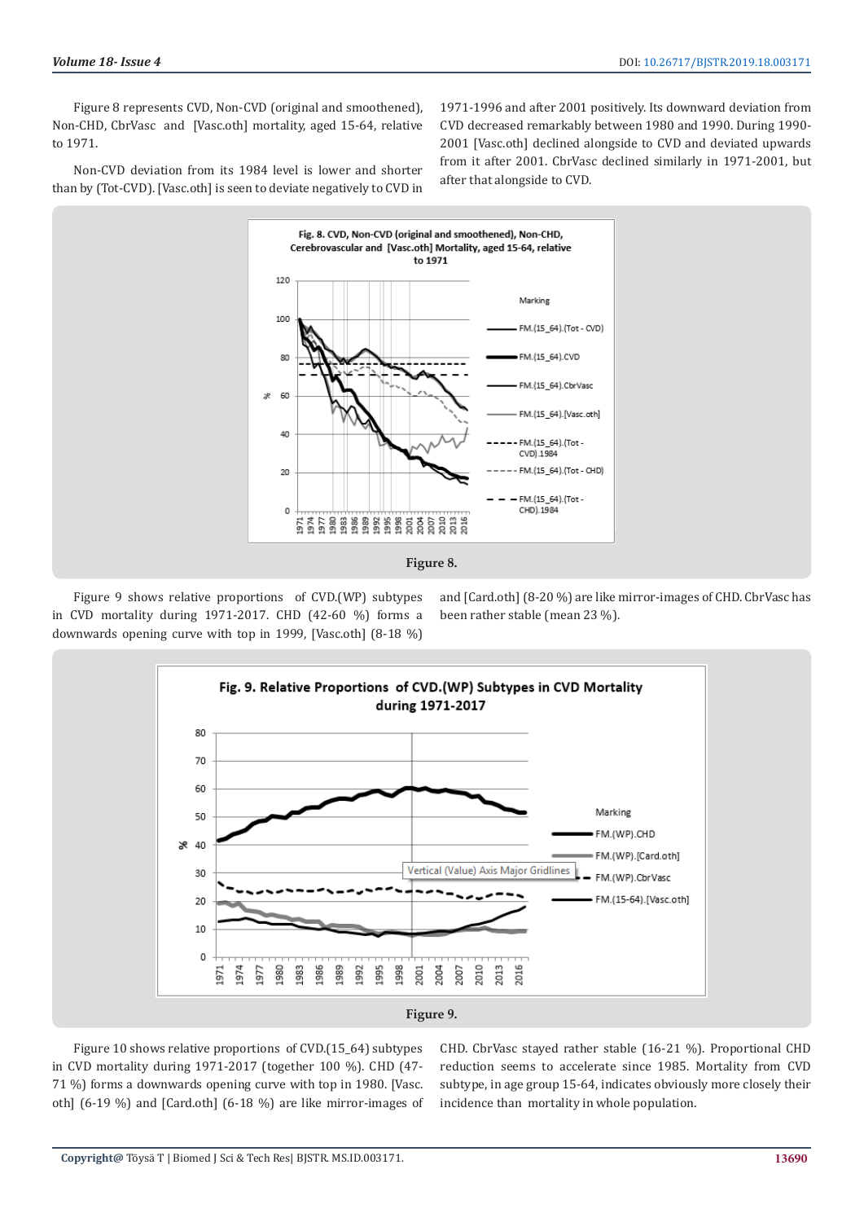Figure 8 represents CVD, Non-CVD (original and smoothened), Non-CHD, CbrVasc and [Vasc.oth] mortality, aged 15-64, relative to 1971.

Non-CVD deviation from its 1984 level is lower and shorter than by (Tot-CVD). [Vasc.oth] is seen to deviate negatively to CVD in 1971-1996 and after 2001 positively. Its downward deviation from CVD decreased remarkably between 1980 and 1990. During 1990-2001 [Vasc.oth] declined alongside to CVD and deviated upwards from it after 2001. CbrVasc declined similarly in 1971-2001, but after that alongside to CVD.

Figure 8.

Figure 9 shows relative proportions of CVD.(WP) subtypes in CVD mortality during 1971-2017. CHD (42-60 %) forms a downwards opening curve with top in 1999, [Vasc.oth] (8-18 %) and [Card.oth] (8-20 %) are like mirror-images of CHD. CbrVasc has been rather stable (mean 23 %).

Figure 9.

Figure 10 shows relative proportions of CVD.(15_64) subtypes in CVD mortality during 1971-2017 (together 100 %). CHD (47-71 %) forms a downwards opening curve with top in 1980. [Vasc.oth] (6-19 %) and [Card.oth] (6-18 %) are like mirror-images of CHD. CbrVasc stayed rather stable (16-21 %). Proportional CHD reduction seems to accelerate since 1985. Mortality from CVD subtype, in age group 15-64, indicates obviously more closely their incidence than mortality in whole population.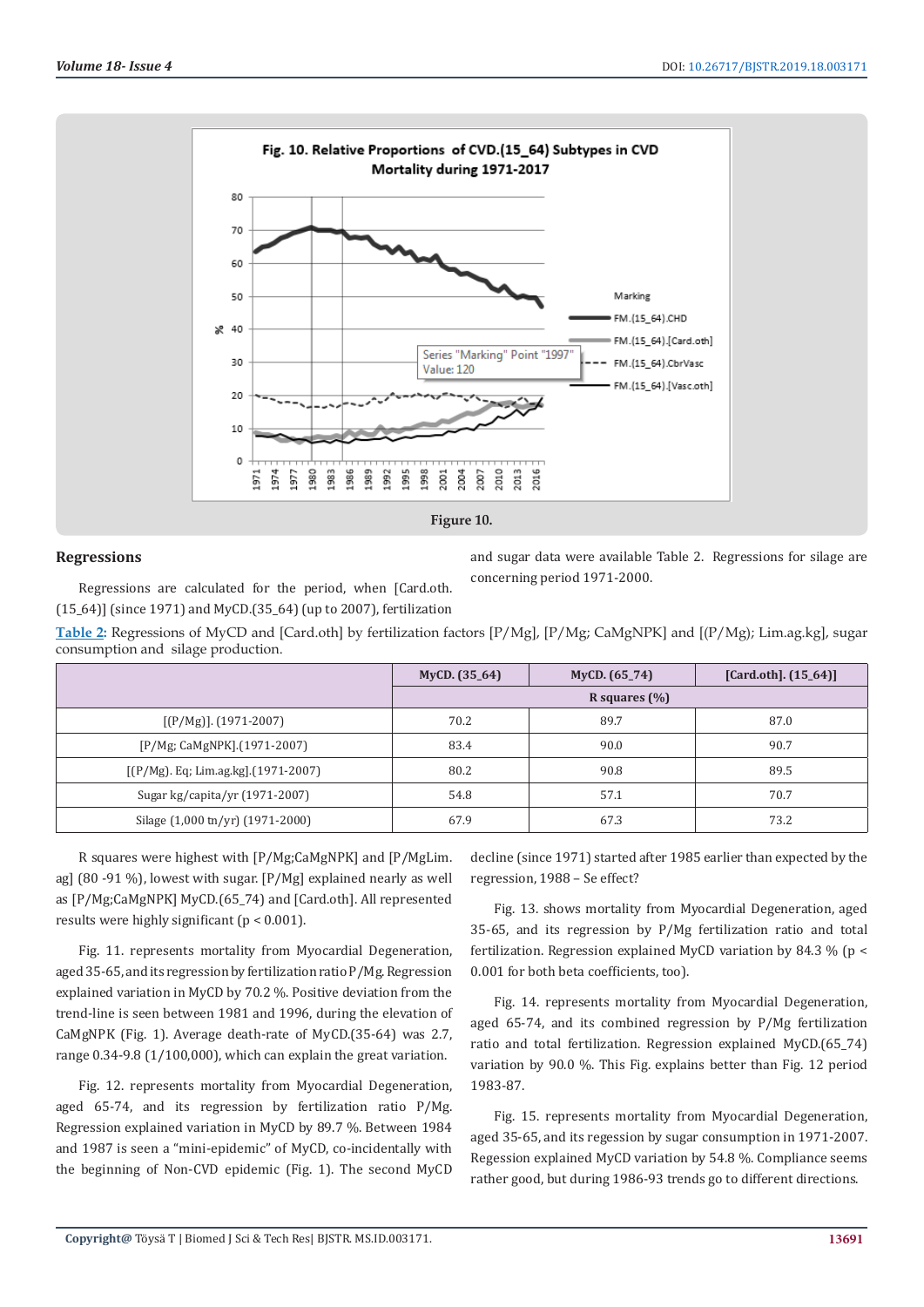Figure 10.

## Regressions

Regressions are calculated for the period, when [Card.oth.(15_64)] (since 1971) and MyCD.(35_64) (up to 2007), fertilization and sugar data were available Table 2. Regressions for silage are concerning period 1971-2000.

Table 2: Regressions of MyCD and [Card.oth] by fertilization factors [P/Mg], [P/Mg; CaMgNPK] and [(P/Mg); Lim.ag.kg], sugar consumption and silage production.

| | MyCD. (35_64) | MyCD. (65_74) | [Card.oth]. (15_64)] |
|---|---|---|---|
| | R squares (%) | | |
| [(P/Mg)]. (1971-2007) | 70.2 | 89.7 | 87.0 |
| [P/Mg; CaMgNPK].(1971-2007) | 83.4 | 90.0 | 90.7 |
| [(P/Mg). Eq; Lim.ag.kg].(1971-2007) | 80.2 | 90.8 | 89.5 |
| Sugar kg/capita/yr (1971-2007) | 54.8 | 57.1 | 70.7 |
| Silage (1,000 tn/yr) (1971-2000) | 67.9 | 67.3 | 73.2 |

R squares were highest with [P/Mg;CaMgNPK] and [P/MgLim.ag] (80 -91 %), lowest with sugar. [P/Mg] explained nearly as well as [P/Mg;CaMgNPK] MyCD.(65_74) and [Card.oth]. All represented results were highly significant ($p < 0.001$).

Fig. 11. represents mortality from Myocardial Degeneration, aged 35-65, and its regression by fertilization ratio P/Mg. Regression explained variation in MyCD by 70.2 %. Positive deviation from the trend-line is seen between 1981 and 1996, during the elevation of CaMgNPK (Fig. 1). Average death-rate of MyCD.(35-64) was 2.7, range 0.34-9.8 (1/100,000), which can explain the great variation.

Fig. 12. represents mortality from Myocardial Degeneration, aged 65-74, and its regression by fertilization ratio P/Mg. Regression explained variation in MyCD by 89.7 %. Between 1984 and 1987 is seen a "mini-epidemic" of MyCD, co-incidentally with the beginning of Non-CVD epidemic (Fig. 1). The second MyCD decline (since 1971) started after 1985 earlier than expected by the regression, 1988 – Se effect?

Fig. 13. shows mortality from Myocardial Degeneration, aged 35-65, and its regression by P/Mg fertilization ratio and total fertilization. Regression explained MyCD variation by 84.3 % ($p < 0.001$ for both beta coefficients, too).

Fig. 14. represents mortality from Myocardial Degeneration, aged 65-74, and its combined regression by P/Mg fertilization ratio and total fertilization. Regression explained MyCD(65_74) variation by 90.0 %. This Fig. explains better than Fig. 12 period 1983-87.

Fig. 15. represents mortality from Myocardial Degeneration, aged 35-65, and its regession by sugar consumption in 1971-2007. Regession explained MyCD variation by 54.8 %. Compliance seems rather good, but during 1986-93 trends go to different directions.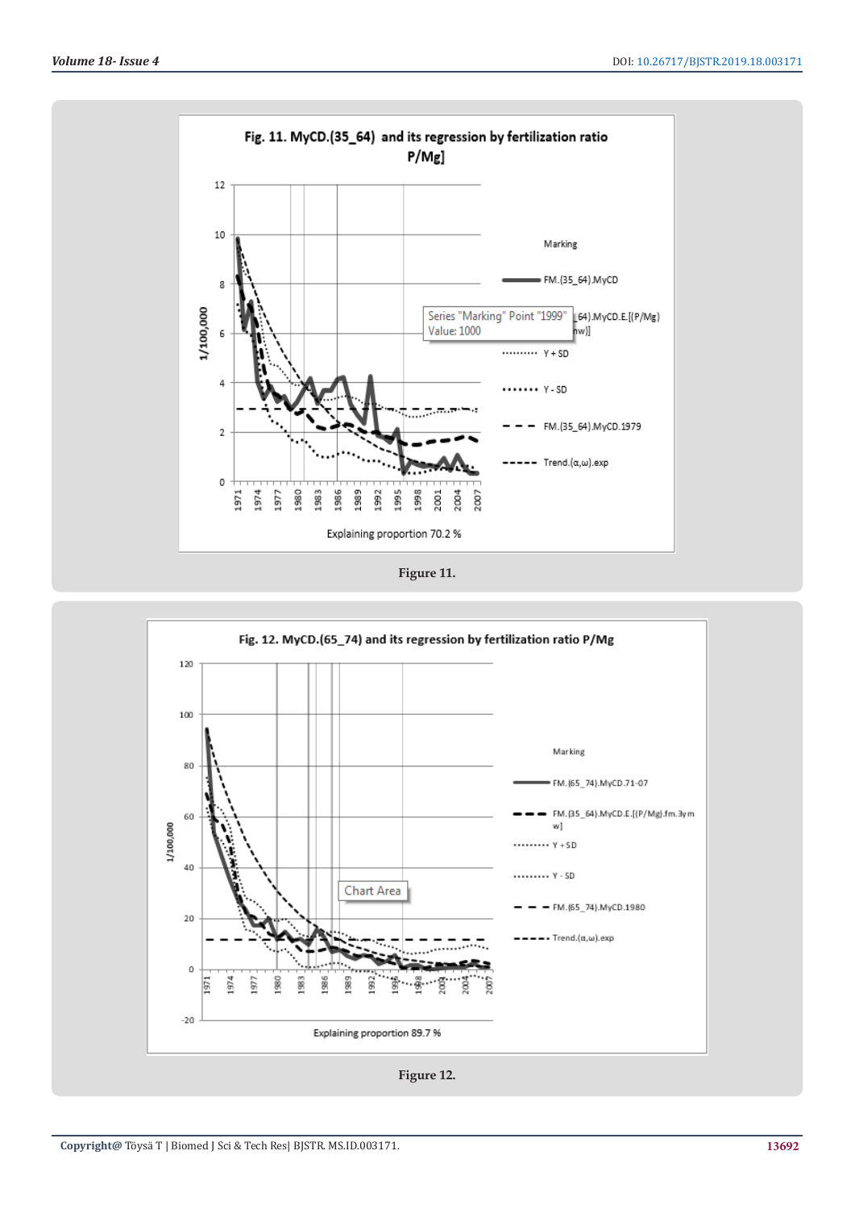Figure 11.

Figure 12.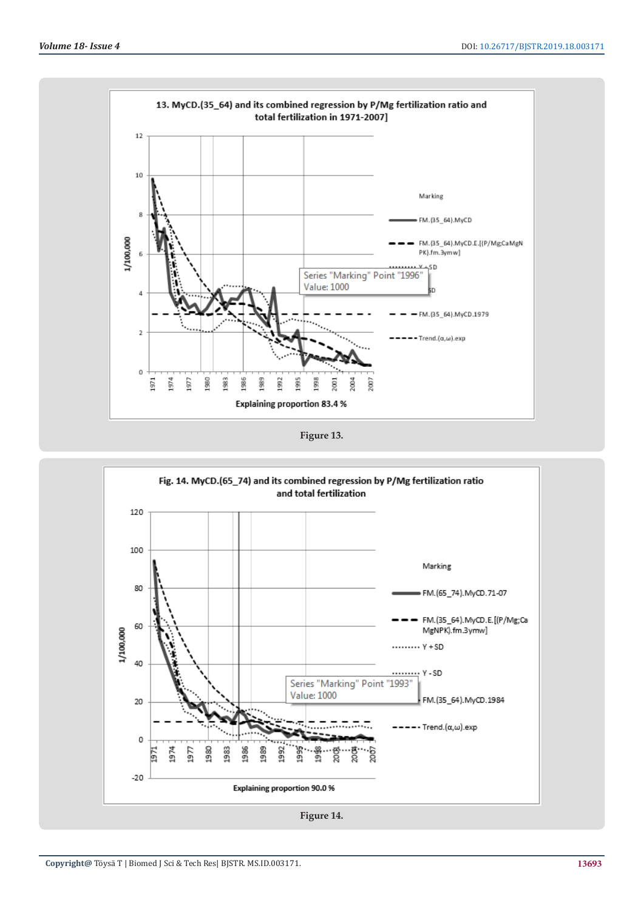**13. MyCD.(35_64) and its combined regression by P/Mg fertilization ratio and total fertilization in 1971-2007]**

Explaining proportion 83.4 %

Figure 13.

**Fig. 14. MyCD.(65_74) and its combined regression by P/Mg fertilization ratio and total fertilization**

Explaining proportion 90.0 %

Figure 14.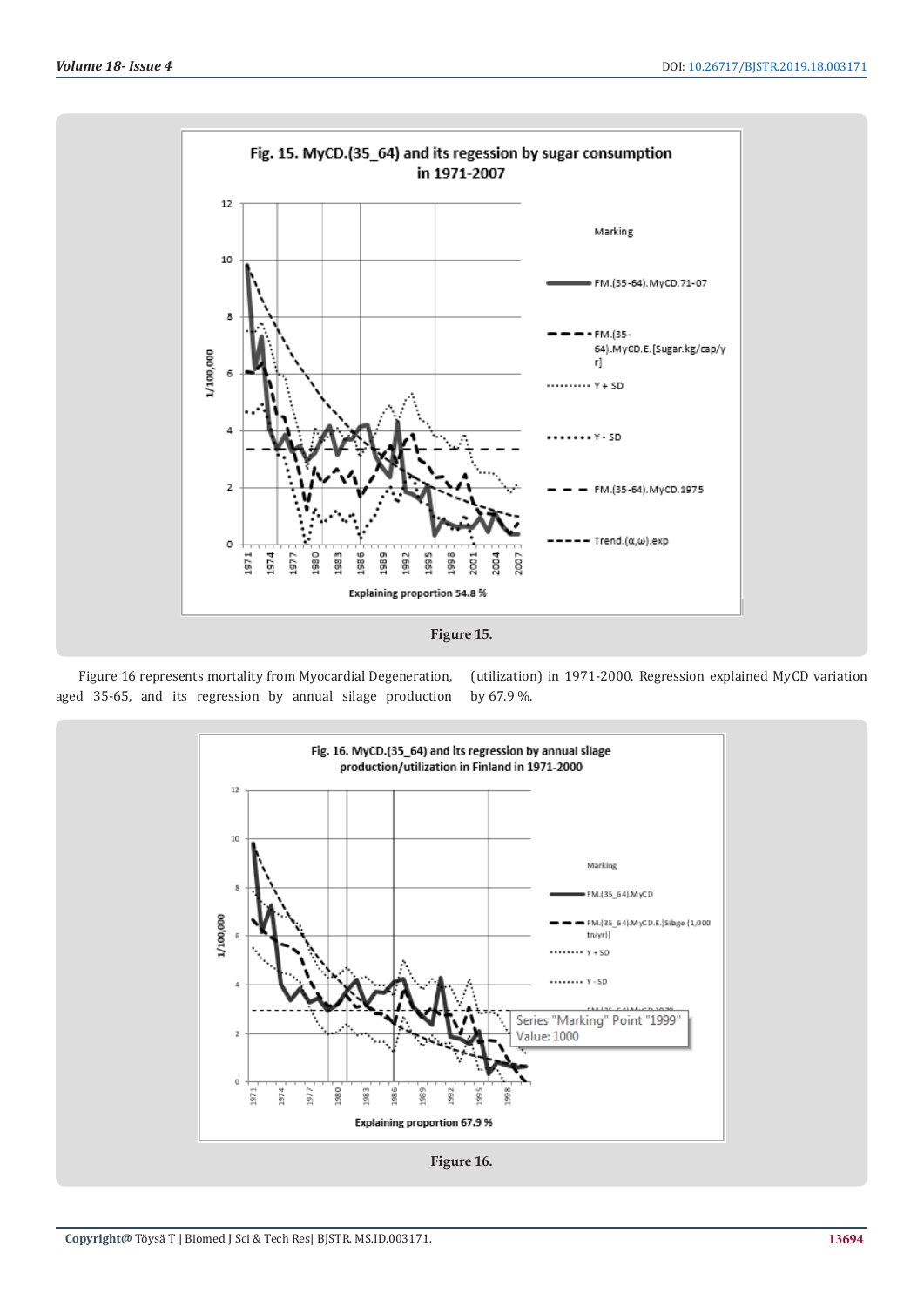Figure 15.

Figure 16 represents mortality from Myocardial Degeneration, aged 35-65, and its regression by annual silage production (utilization) in 1971-2000. Regression explained MyCD variation by 67.9 %.

Figure 16.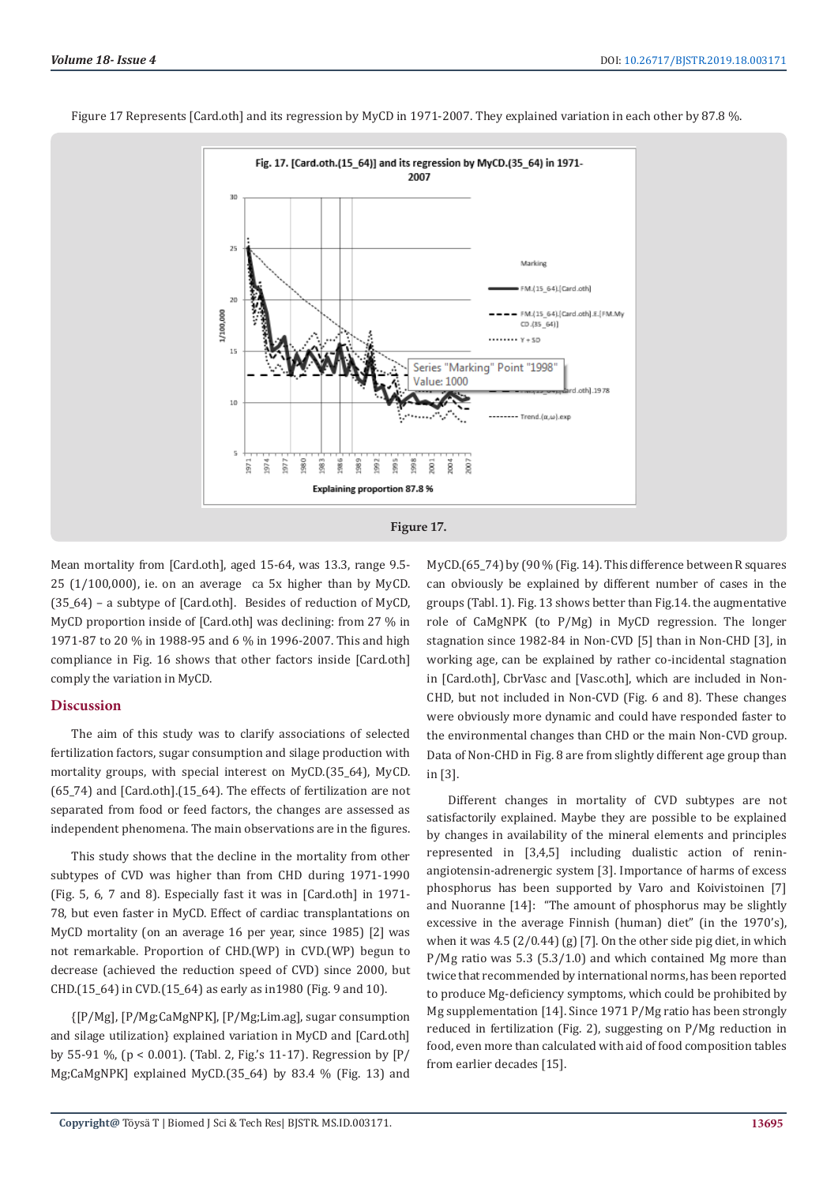Figure 17 Represents [Card.oth] and its regression by MyCD in 1971-2007. They explained variation in each other by 87.8 %.

Figure 17.

Mean mortality from [Card.oth], aged 15-64, was 13.3, range 9.5-25 (1/100,000), ie. on an average ca 5x higher than by MyCD.(35_64) – a subtype of [Card.oth]. Besides of reduction of MyCD, MyCD proportion inside of [Card.oth] was declining: from 27 % in 1971-87 to 20 % in 1988-95 and 6 % in 1996-2007. This and high compliance in Fig. 16 shows that other factors inside [Card.oth] comply the variation in MyCD.

## Discussion

The aim of this study was to clarify associations of selected fertilization factors, sugar consumption and silage production with mortality groups, with special interest on MyCD.(35_64), MyCD.(65_74) and [Card.oth].(15_64). The effects of fertilization are not separated from food or feed factors, the changes are assessed as independent phenomena. The main observations are in the figures.

This study shows that the decline in the mortality from other subtypes of CVD was higher than from CHD during 1971-1990 (Fig. 5, 6, 7 and 8). Especially fast it was in [Card.oth] in 1971-78, but even faster in MyCD. Effect of cardiac transplantations on MyCD mortality (on an average 16 per year, since 1985) [2] was not remarkable. Proportion of CHD.(WP) in CVD.(WP) begun to decrease (achieved the reduction speed of CVD) since 2000, but CHD.(15_64) in CVD.(15_64) as early as in1980 (Fig. 9 and 10).

{[P/Mg], [P/Mg;CaMgNPK], [P/Mg;Lim.ag], sugar consumption and silage utilization} explained variation in MyCD and [Card.oth] by 55-91 %, ($p < 0.001$). (Tabl. 2, Fig.'s 11-17). Regression by [P/Mg;CaMgNPK] explained MyCD.(35_64) by 83.4 % (Fig. 13) and MyCD.(65_74) by (90 % (Fig. 14). This difference between R squares can obviously be explained by different number of cases in the groups (Tabl. 1). Fig. 13 shows better than Fig.14. the augmentative role of CaMgNPK (to P/Mg) in MyCD regression. The longer stagnation since 1982-84 in Non-CVD [5] than in Non-CHD [3], in working age, can be explained by rather co-incidental stagnation in [Card.oth], CbrVasc and [Vasc.oth], which are included in Non-CHD, but not included in Non-CVD (Fig. 6 and 8). These changes were obviously more dynamic and could have responded faster to the environmental changes than CHD or the main Non-CVD group. Data of Non-CHD in Fig. 8 are from slightly different age group than in [3].

Different changes in mortality of CVD subtypes are not satisfactorily explained. Maybe they are possible to be explained by changes in availability of the mineral elements and principles represented in [3,4,5] including dualistic action of renin-angiotensin-adrenergic system [3]. Importance of harms of excess phosphorus has been supported by Varo and Koivistoinen [7] and Nuoranne [14]: "The amount of phosphorus may be slightly excessive in the average Finnish (human) diet" (in the 1970's), when it was 4.5 (2/0.44) (g) [7]. On the other side pig diet, in which P/Mg ratio was 5.3 (5.3/1.0) and which contained Mg more than twice that recommended by international norms, has been reported to produce Mg-deficiency symptoms, which could be prohibited by Mg supplementation [14]. Since 1971 P/Mg ratio has been strongly reduced in fertilization (Fig. 2), suggesting on P/Mg reduction in food, even more than calculated with aid of food composition tables from earlier decades [15].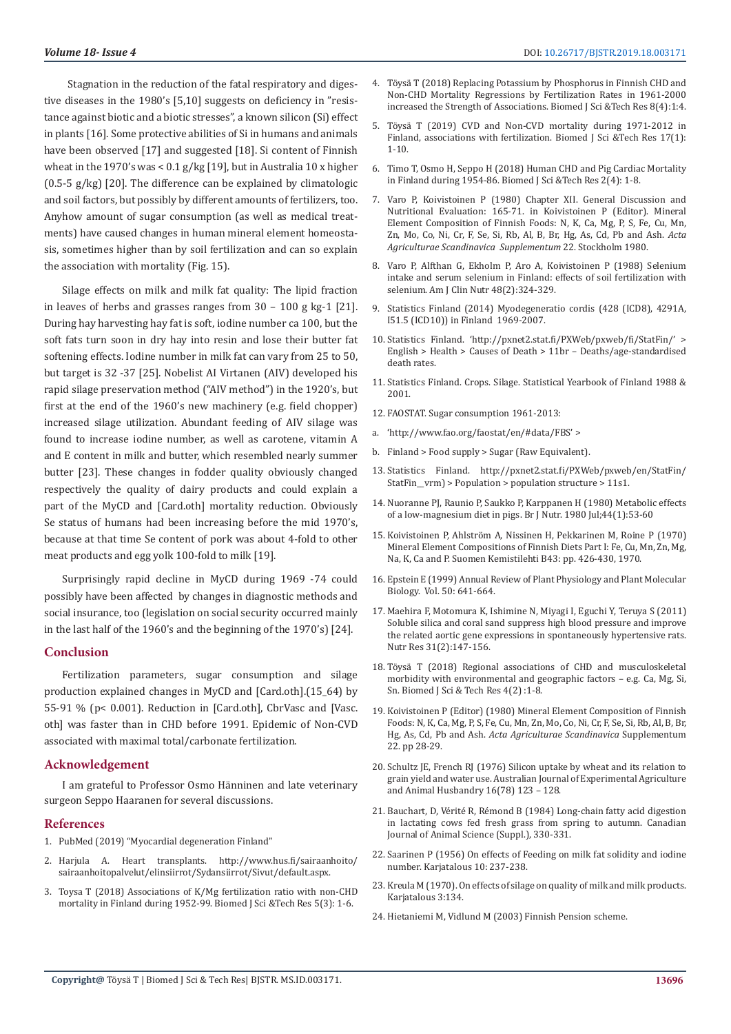Stagnation in the reduction of the fatal respiratory and digestive diseases in the 1980's [5,10] suggests on deficiency in "resistance against biotic and a biotic stresses", a known silicon (Si) effect in plants [16]. Some protective abilities of Si in humans and animals have been observed [17] and suggested [18]. Si content of Finnish wheat in the 1970's was < 0.1 g/kg [19], but in Australia 10 x higher (0.5-5 g/kg) [20]. The difference can be explained by climatologic and soil factors, but possibly by different amounts of fertilizers, too. Anyhow amount of sugar consumption (as well as medical treatments) have caused changes in human mineral element homeostasis, sometimes higher than by soil fertilization and can so explain the association with mortality (Fig. 15).

Silage effects on milk and milk fat quality: The lipid fraction in leaves of herbs and grasses ranges from 30 – 100 g kg-1 [21]. During hay harvesting hay fat is soft, iodine number ca 100, but the soft fats turn soon in dry hay into resin and lose their butter fat softening effects. Iodine number in milk fat can vary from 25 to 50, but target is 32 -37 [25]. Nobelist AI Virtanen (AIV) developed his rapid silage preservation method ("AIV method") in the 1920's, but first at the end of the 1960's new machinery (e.g. field chopper) increased silage utilization. Abundant feeding of AIV silage was found to increase iodine number, as well as carotene, vitamin A and E content in milk and butter, which resembled nearly summer butter [23]. These changes in fodder quality obviously changed respectively the quality of dairy products and could explain a part of the MyCD and [Card.oth] mortality reduction. Obviously Se status of humans had been increasing before the mid 1970's, because at that time Se content of pork was about 4-fold to other meat products and egg yolk 100-fold to milk [19].

Surprisingly rapid decline in MyCD during 1969 -74 could possibly have been affected by changes in diagnostic methods and social insurance, too (legislation on social security occurred mainly in the last half of the 1960's and the beginning of the 1970's) [24].

## Conclusion

Fertilization parameters, sugar consumption and silage production explained changes in MyCD and [Card.oth].(15_64) by 55-91 % ($p < 0.001$). Reduction in [Card.oth], CbrVasc and [Vasc.oth] was faster than in CHD before 1991. Epidemic of Non-CVD associated with maximal total/carbonate fertilization.

## Acknowledgement

I am grateful to Professor Osmo Hänninen and late veterinary surgeon Seppo Haaranen for several discussions.

## References

1. PubMed (2019) "Myocardial degeneration Finland"
2. Harjula A. Heart transplants. http://www.hus.fi/sairaanhoito/sairaanhoitopalvelut/elinsiirrot/Sydansiirrot/Sivut/default.aspx.
3. Toysa T (2018) Associations of K/Mg fertilization ratio with non-CHD mortality in Finland during 1952-99. Biomed J Sci &Tech Res 5(3): 1-6.
4. Töysä T (2018) Replacing Potassium by Phosphorus in Finnish CHD and Non-CHD Mortality Regressions by Fertilization Rates in 1961-2000 increased the Strength of Associations. Biomed J Sci &Tech Res 8(4):1:4.
5. Töysä T (2019) CVD and Non-CVD mortality during 1971-2012 in Finland, associations with fertilization. Biomed J Sci &Tech Res 17(1): 1-10.
6. Timo T, Osmo H, Seppo H (2018) Human CHD and Pig Cardiac Mortality in Finland during 1954-86. Biomed J Sci &Tech Res 2(4): 1-8.
7. Varo P, Koivistoinen P (1980) Chapter XII. General Discussion and Nutritional Evaluation: 165-71. in Koivistoinen P (Editor). Mineral Element Composition of Finnish Foods: N, K, Ca, Mg, P, S, Fe, Cu, Mn, Zn, Mo, Co, Ni, Cr, F, Se, Si, Rb, Al, B, Br, Hg, As, Cd, Pb and Ash. *Acta Agriculturae Scandinavica Supplementum* 22. Stockholm 1980.
8. Varo P, Alfthan G, Ekholm P, Aro A, Koivistoinen P (1988) Selenium intake and serum selenium in Finland: effects of soil fertilization with selenium. Am J Clin Nutr 48(2):324-329.
9. Statistics Finland (2014) Myodegeneratio cordis (428 (ICD8), 4291A, I51.5 (ICD10)) in Finland 1969-2007.
10. Statistics Finland. 'http://pxnet2.stat.fi/PXWeb/pxweb/fi/StatFin/' > English > Health > Causes of Death > 11br – Deaths/age-standardised death rates.
11. Statistics Finland. Crops. Silage. Statistical Yearbook of Finland 1988 & 2001.
12. FAOSTAT. Sugar consumption 1961-2013:
    a. 'http://www.fao.org/faostat/en/#data/FBS' >
    b. Finland > Food supply > Sugar (Raw Equivalent).
13. Statistics Finland. http://pxnet2.stat.fi/PXWeb/pxweb/en/StatFin/StatFin__vrm) > Population > population structure > 11s1.
14. Nuoranne PJ, Raunio P, Saukko P, Karppanen H (1980) Metabolic effects of a low-magnesium diet in pigs. Br J Nutr. 1980 Jul;44(1):53-60
15. Koivistoinen P, Ahlström A, Nissinen H, Pekkarinen M, Roine P (1970) Mineral Element Compositions of Finnish Diets Part I: Fe, Cu, Mn, Zn, Mg, Na, K, Ca and P. Suomen Kemistilehti B43: pp. 426-430, 1970.
16. Epstein E (1999) Annual Review of Plant Physiology and Plant Molecular Biology. Vol. 50: 641-664.
17. Maehira F, Motomura K, Ishimine N, Miyagi I, Eguchi Y, Teruya S (2011) Soluble silica and coral sand suppress high blood pressure and improve the related aortic gene expressions in spontaneously hypertensive rats. Nutr Res 31(2):147-156.
18. Töysä T (2018) Regional associations of CHD and musculoskeletal morbidity with environmental and geographic factors – e.g. Ca, Mg, Si, Sn. Biomed J Sci & Tech Res 4(2) :1-8.
19. Koivistoinen P (Editor) (1980) Mineral Element Composition of Finnish Foods: N, K, Ca, Mg, P, S, Fe, Cu, Mn, Zn, Mo, Co, Ni, Cr, F, Se, Si, Rb, Al, B, Br, Hg, As, Cd, Pb and Ash. *Acta Agriculturae Scandinavica* Supplementum 22. pp 28-29.
20. Schultz JE, French RJ (1976) Silicon uptake by wheat and its relation to grain yield and water use. Australian Journal of Experimental Agriculture and Animal Husbandry 16(78) 123 – 128.
21. Bauchart, D, Vérité R, Rémond B (1984) Long-chain fatty acid digestion in lactating cows fed fresh grass from spring to autumn. Canadian Journal of Animal Science (Suppl.), 330-331.
22. Saarinen P (1956) On effects of Feeding on milk fat solidity and iodine number. Karjatalous 10: 237-238.
23. Kreula M (1970). On effects of silage on quality of milk and milk products. Karjatalous 3:134.
24. Hietaniemi M, Vidlund M (2003) Finnish Pension scheme.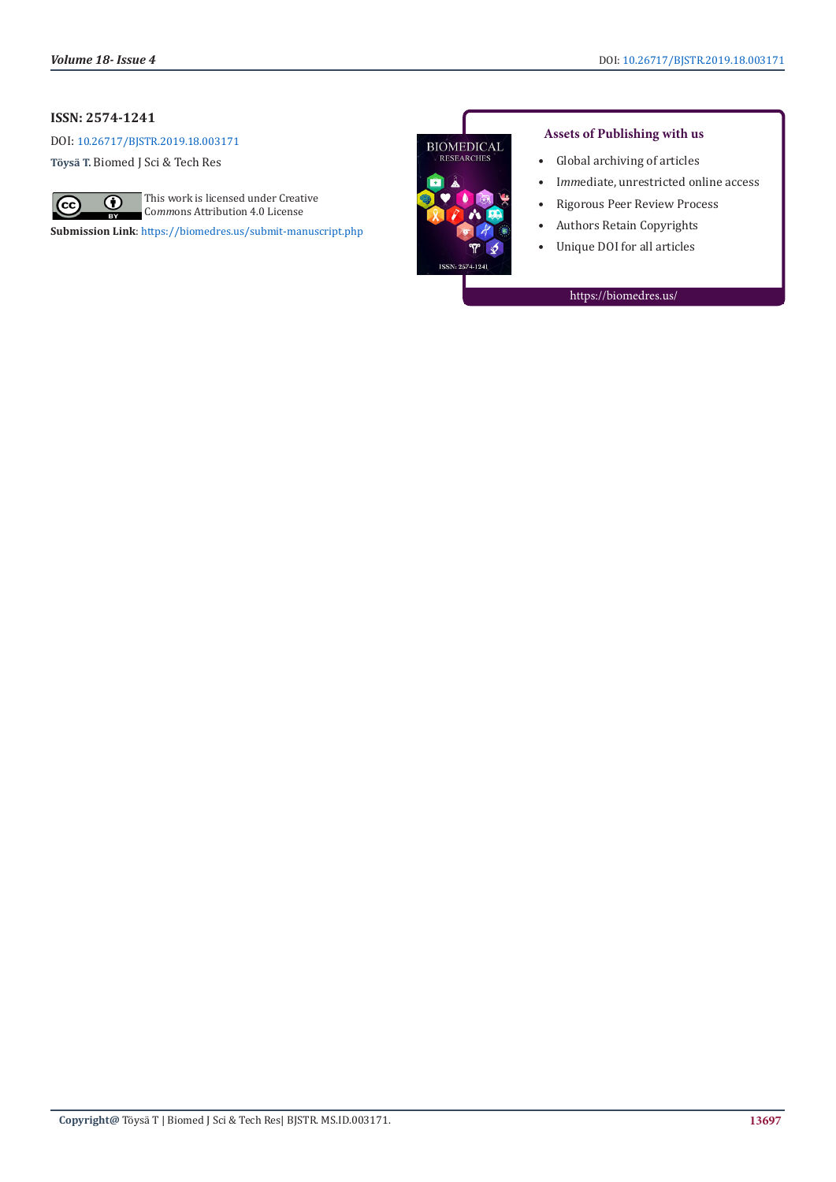**ISSN: 2574-1241**

DOI: 10.26717/BJSTR.2019.18.003171

**Töysä T.** Biomed J Sci & Tech Res

This work is licensed under Creative Commons Attribution 4.0 License

**Submission Link**: https://biomedres.us/submit-manuscript.php

### Assets of Publishing with us

- Global archiving of articles
- Immediate, unrestricted online access
- Rigorous Peer Review Process
- Authors Retain Copyrights
- Unique DOI for all articles

https://biomedres.us/